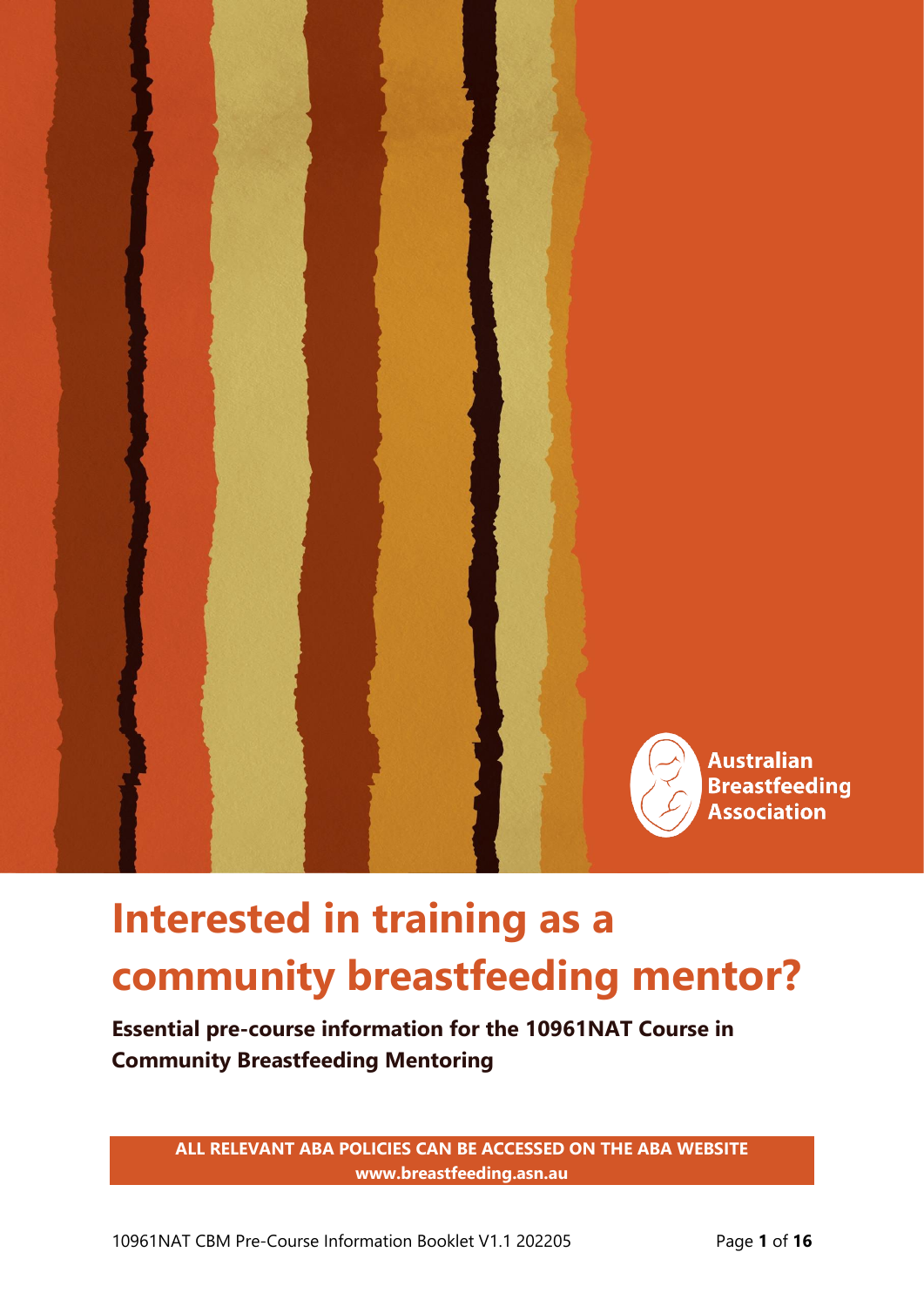Australian Breastfeeding Association

# Interested in training as a community breastfeeding mentor?

**Essential pre-course information for the 10961NAT Course in Community Breastfeeding Mentoring**

**ALL RELEVANT ABA POLICIES CAN BE ACCESSED ON THE ABA WEBSITE www.breastfeeding.asn.au**

10961NAT CBM Pre-Course Information Booklet V1.1 202205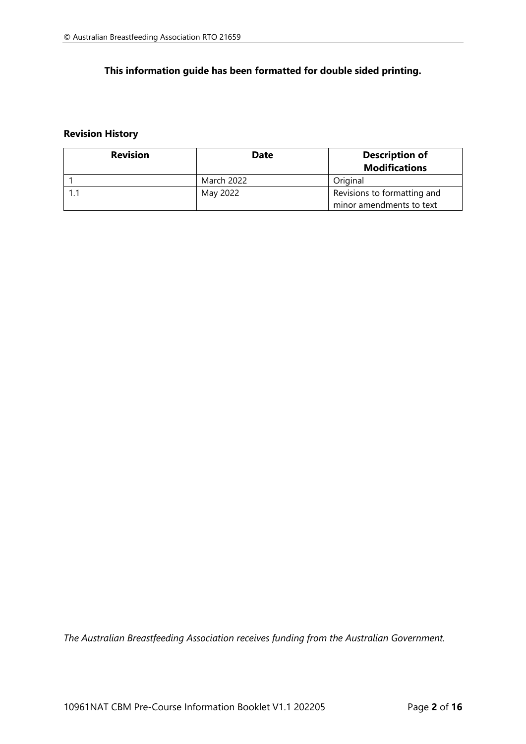**This information guide has been formatted for double sided printing.**

**Revision History**

| Revision | Date | Description of Modifications |
|---|---|---|
| 1 | March 2022 | Original |
| 1.1 | May 2022 | Revisions to formatting and minor amendments to text |

*The Australian Breastfeeding Association receives funding from the Australian Government.*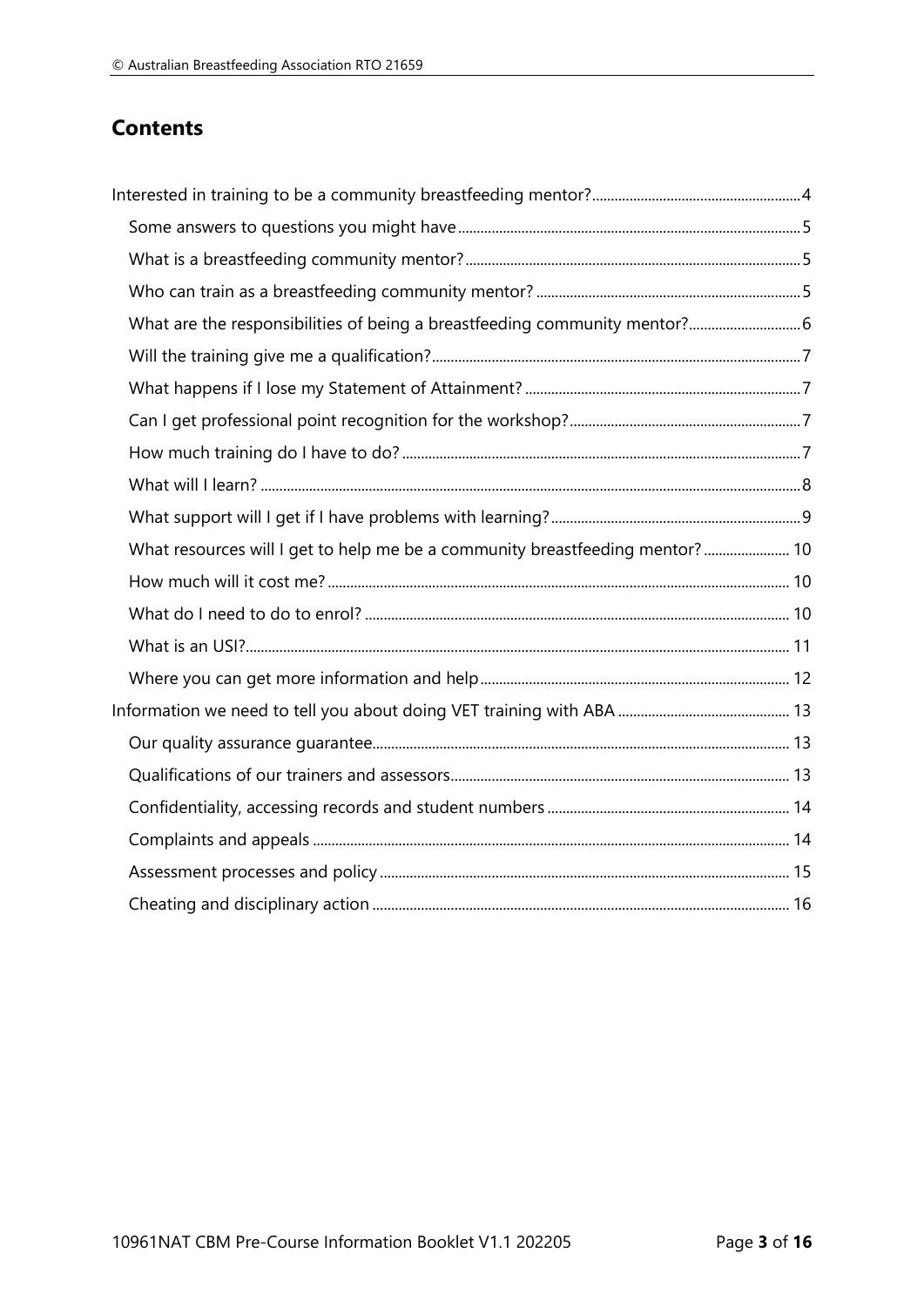## Contents

- Interested in training to be a community breastfeeding mentor? 4
  - Some answers to questions you might have 5
  - What is a breastfeeding community mentor? 5
  - Who can train as a breastfeeding community mentor? 5
  - What are the responsibilities of being a breastfeeding community mentor? 6
  - Will the training give me a qualification? 7
  - What happens if I lose my Statement of Attainment? 7
  - Can I get professional point recognition for the workshop? 7
  - How much training do I have to do? 7
  - What will I learn? 8
  - What support will I get if I have problems with learning? 9
  - What resources will I get to help me be a community breastfeeding mentor? 10
  - How much will it cost me? 10
  - What do I need to do to enrol? 10
  - What is an USI? 11
  - Where you can get more information and help 12
- Information we need to tell you about doing VET training with ABA 13
  - Our quality assurance guarantee 13
  - Qualifications of our trainers and assessors 13
  - Confidentiality, accessing records and student numbers 14
  - Complaints and appeals 14
  - Assessment processes and policy 15
  - Cheating and disciplinary action 16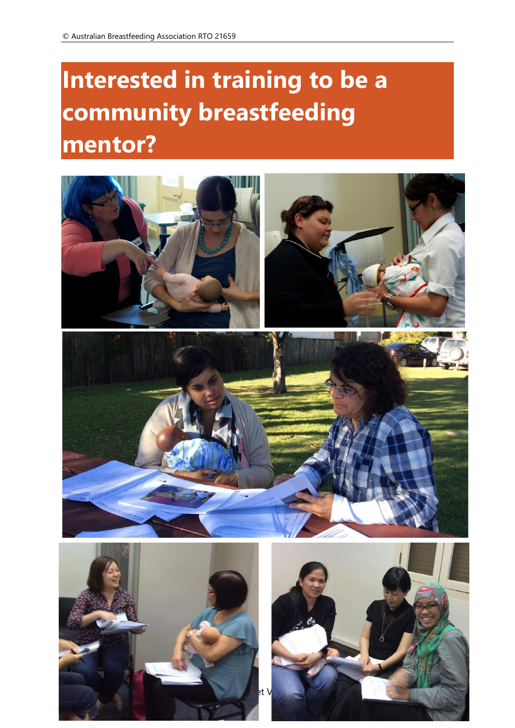# Interested in training to be a community breastfeeding mentor?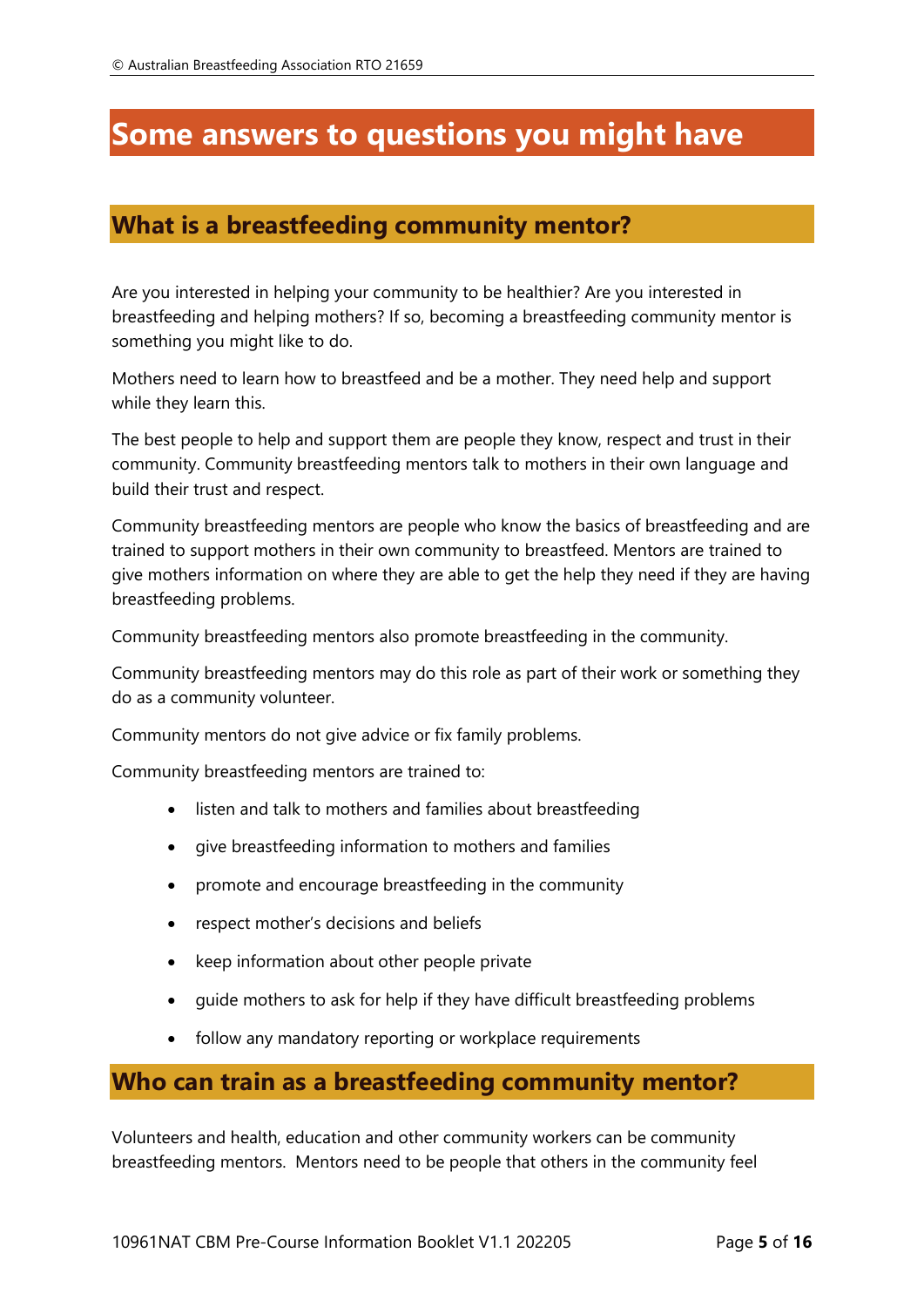# Some answers to questions you might have

## What is a breastfeeding community mentor?

Are you interested in helping your community to be healthier? Are you interested in breastfeeding and helping mothers? If so, becoming a breastfeeding community mentor is something you might like to do.

Mothers need to learn how to breastfeed and be a mother. They need help and support while they learn this.

The best people to help and support them are people they know, respect and trust in their community. Community breastfeeding mentors talk to mothers in their own language and build their trust and respect.

Community breastfeeding mentors are people who know the basics of breastfeeding and are trained to support mothers in their own community to breastfeed. Mentors are trained to give mothers information on where they are able to get the help they need if they are having breastfeeding problems.

Community breastfeeding mentors also promote breastfeeding in the community.

Community breastfeeding mentors may do this role as part of their work or something they do as a community volunteer.

Community mentors do not give advice or fix family problems.

Community breastfeeding mentors are trained to:

- listen and talk to mothers and families about breastfeeding
- give breastfeeding information to mothers and families
- promote and encourage breastfeeding in the community
- respect mother's decisions and beliefs
- keep information about other people private
- guide mothers to ask for help if they have difficult breastfeeding problems
- follow any mandatory reporting or workplace requirements

## Who can train as a breastfeeding community mentor?

Volunteers and health, education and other community workers can be community breastfeeding mentors. Mentors need to be people that others in the community feel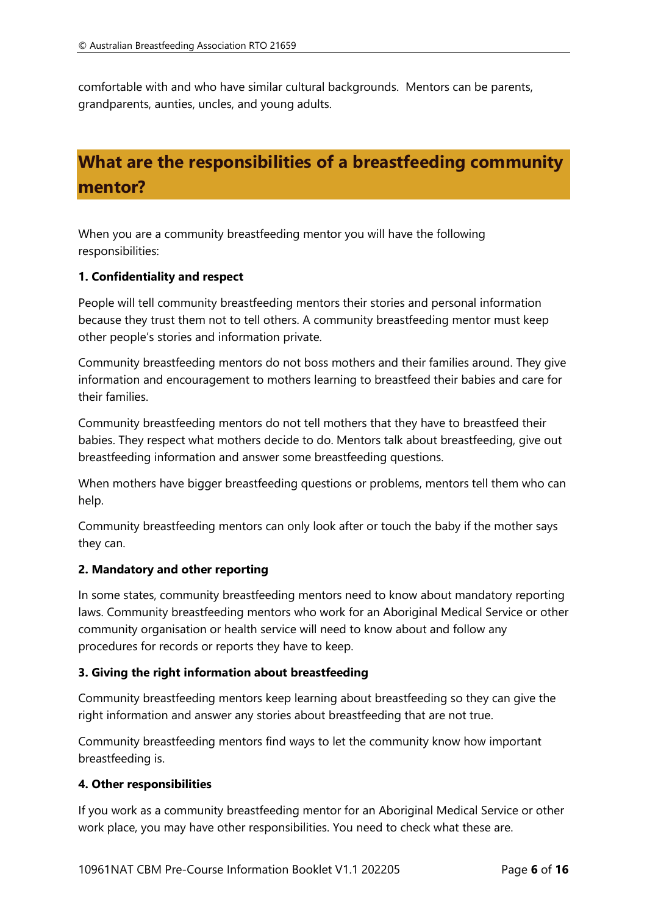comfortable with and who have similar cultural backgrounds. Mentors can be parents, grandparents, aunties, uncles, and young adults.

## What are the responsibilities of a breastfeeding community mentor?

When you are a community breastfeeding mentor you will have the following responsibilities:

**1. Confidentiality and respect**

People will tell community breastfeeding mentors their stories and personal information because they trust them not to tell others. A community breastfeeding mentor must keep other people's stories and information private.

Community breastfeeding mentors do not boss mothers and their families around. They give information and encouragement to mothers learning to breastfeed their babies and care for their families.

Community breastfeeding mentors do not tell mothers that they have to breastfeed their babies. They respect what mothers decide to do. Mentors talk about breastfeeding, give out breastfeeding information and answer some breastfeeding questions.

When mothers have bigger breastfeeding questions or problems, mentors tell them who can help.

Community breastfeeding mentors can only look after or touch the baby if the mother says they can.

**2. Mandatory and other reporting**

In some states, community breastfeeding mentors need to know about mandatory reporting laws. Community breastfeeding mentors who work for an Aboriginal Medical Service or other community organisation or health service will need to know about and follow any procedures for records or reports they have to keep.

**3. Giving the right information about breastfeeding**

Community breastfeeding mentors keep learning about breastfeeding so they can give the right information and answer any stories about breastfeeding that are not true.

Community breastfeeding mentors find ways to let the community know how important breastfeeding is.

**4. Other responsibilities**

If you work as a community breastfeeding mentor for an Aboriginal Medical Service or other work place, you may have other responsibilities. You need to check what these are.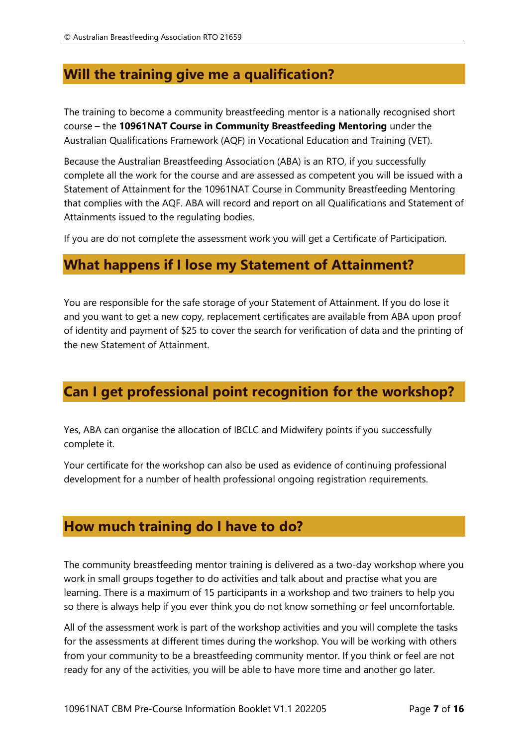## Will the training give me a qualification?

The training to become a community breastfeeding mentor is a nationally recognised short course – the **10961NAT Course in Community Breastfeeding Mentoring** under the Australian Qualifications Framework (AQF) in Vocational Education and Training (VET).

Because the Australian Breastfeeding Association (ABA) is an RTO, if you successfully complete all the work for the course and are assessed as competent you will be issued with a Statement of Attainment for the 10961NAT Course in Community Breastfeeding Mentoring that complies with the AQF. ABA will record and report on all Qualifications and Statement of Attainments issued to the regulating bodies.

If you are do not complete the assessment work you will get a Certificate of Participation.

## What happens if I lose my Statement of Attainment?

You are responsible for the safe storage of your Statement of Attainment. If you do lose it and you want to get a new copy, replacement certificates are available from ABA upon proof of identity and payment of $25 to cover the search for verification of data and the printing of the new Statement of Attainment.

## Can I get professional point recognition for the workshop?

Yes, ABA can organise the allocation of IBCLC and Midwifery points if you successfully complete it.

Your certificate for the workshop can also be used as evidence of continuing professional development for a number of health professional ongoing registration requirements.

## How much training do I have to do?

The community breastfeeding mentor training is delivered as a two-day workshop where you work in small groups together to do activities and talk about and practise what you are learning. There is a maximum of 15 participants in a workshop and two trainers to help you so there is always help if you ever think you do not know something or feel uncomfortable.

All of the assessment work is part of the workshop activities and you will complete the tasks for the assessments at different times during the workshop. You will be working with others from your community to be a breastfeeding community mentor. If you think or feel are not ready for any of the activities, you will be able to have more time and another go later.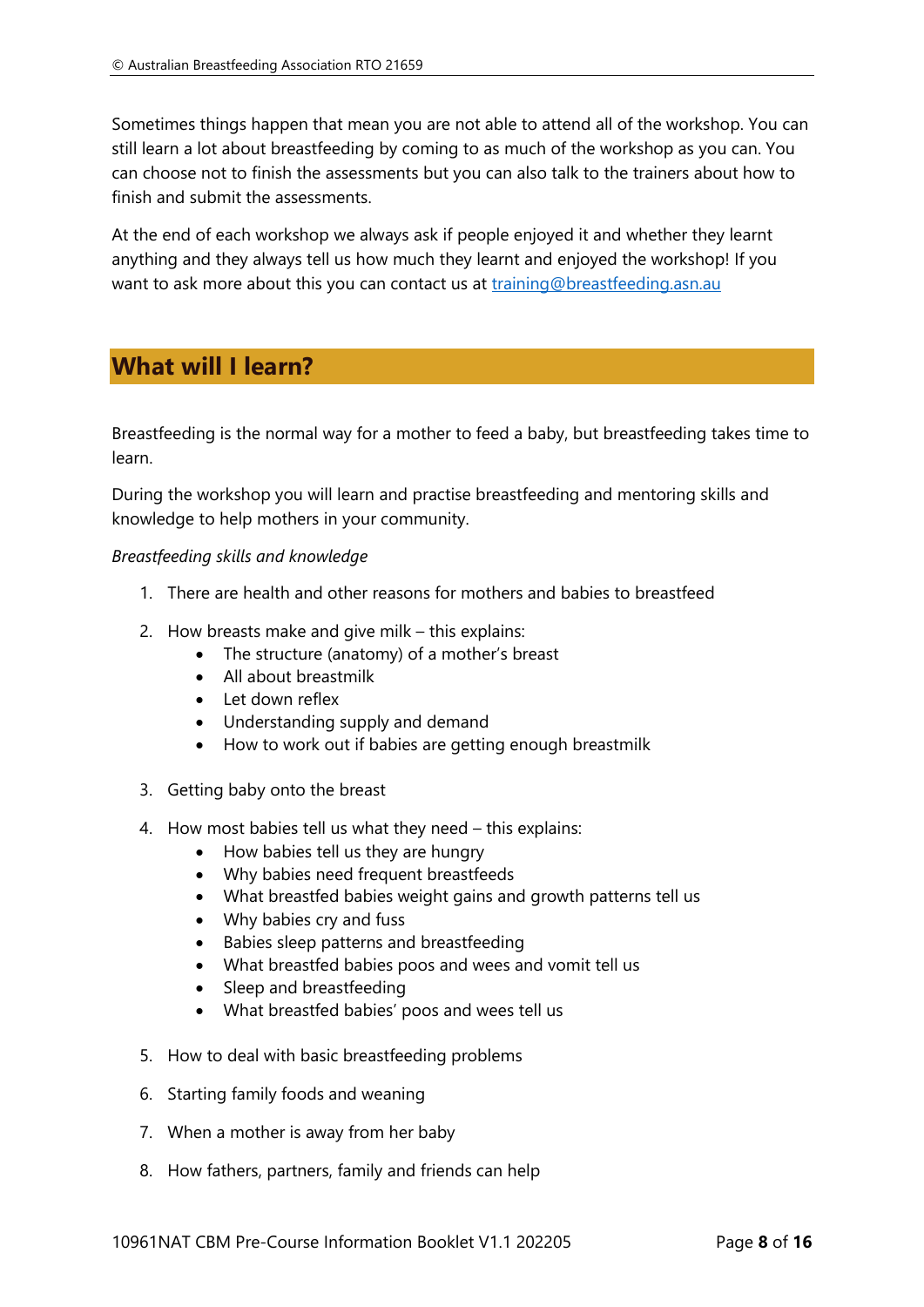Sometimes things happen that mean you are not able to attend all of the workshop. You can still learn a lot about breastfeeding by coming to as much of the workshop as you can. You can choose not to finish the assessments but you can also talk to the trainers about how to finish and submit the assessments.

At the end of each workshop we always ask if people enjoyed it and whether they learnt anything and they always tell us how much they learnt and enjoyed the workshop! If you want to ask more about this you can contact us at training@breastfeeding.asn.au

## What will I learn?

Breastfeeding is the normal way for a mother to feed a baby, but breastfeeding takes time to learn.

During the workshop you will learn and practise breastfeeding and mentoring skills and knowledge to help mothers in your community.

*Breastfeeding skills and knowledge*

1. There are health and other reasons for mothers and babies to breastfeed
2. How breasts make and give milk – this explains:
   - The structure (anatomy) of a mother's breast
   - All about breastmilk
   - Let down reflex
   - Understanding supply and demand
   - How to work out if babies are getting enough breastmilk
3. Getting baby onto the breast
4. How most babies tell us what they need – this explains:
   - How babies tell us they are hungry
   - Why babies need frequent breastfeeds
   - What breastfed babies weight gains and growth patterns tell us
   - Why babies cry and fuss
   - Babies sleep patterns and breastfeeding
   - What breastfed babies poos and wees and vomit tell us
   - Sleep and breastfeeding
   - What breastfed babies' poos and wees tell us
5. How to deal with basic breastfeeding problems
6. Starting family foods and weaning
7. When a mother is away from her baby
8. How fathers, partners, family and friends can help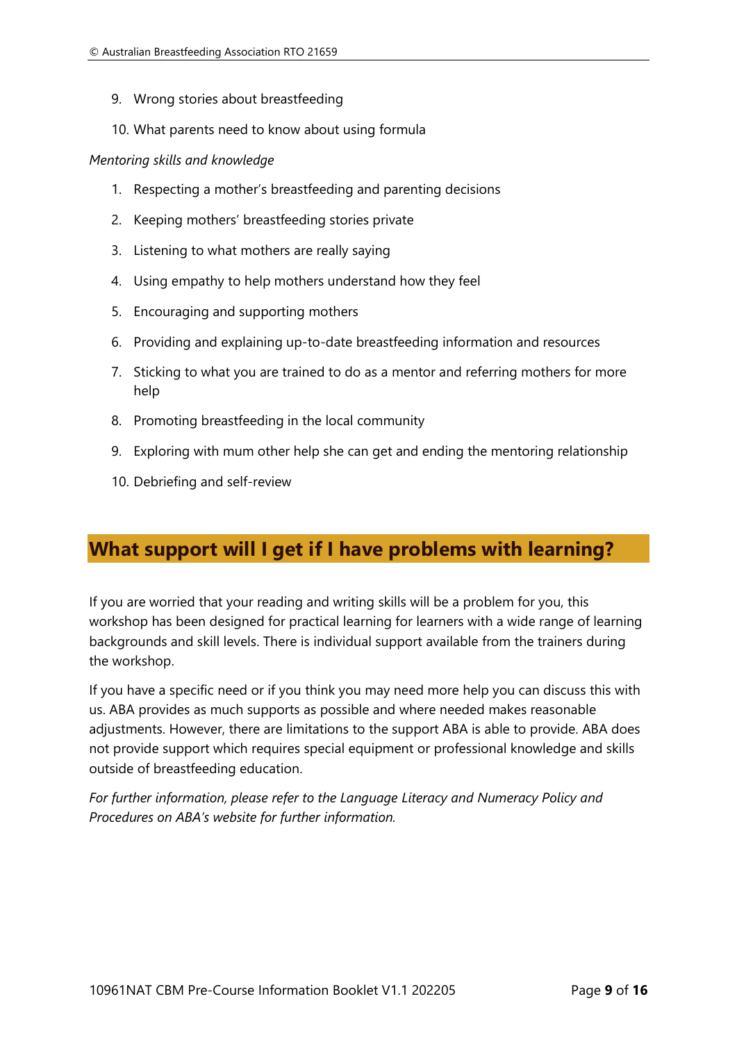9. Wrong stories about breastfeeding
10. What parents need to know about using formula

*Mentoring skills and knowledge*

1. Respecting a mother's breastfeeding and parenting decisions
2. Keeping mothers' breastfeeding stories private
3. Listening to what mothers are really saying
4. Using empathy to help mothers understand how they feel
5. Encouraging and supporting mothers
6. Providing and explaining up-to-date breastfeeding information and resources
7. Sticking to what you are trained to do as a mentor and referring mothers for more help
8. Promoting breastfeeding in the local community
9. Exploring with mum other help she can get and ending the mentoring relationship
10. Debriefing and self-review

## What support will I get if I have problems with learning?

If you are worried that your reading and writing skills will be a problem for you, this workshop has been designed for practical learning for learners with a wide range of learning backgrounds and skill levels. There is individual support available from the trainers during the workshop.

If you have a specific need or if you think you may need more help you can discuss this with us. ABA provides as much supports as possible and where needed makes reasonable adjustments. However, there are limitations to the support ABA is able to provide. ABA does not provide support which requires special equipment or professional knowledge and skills outside of breastfeeding education.

*For further information, please refer to the Language Literacy and Numeracy Policy and Procedures on ABA's website for further information.*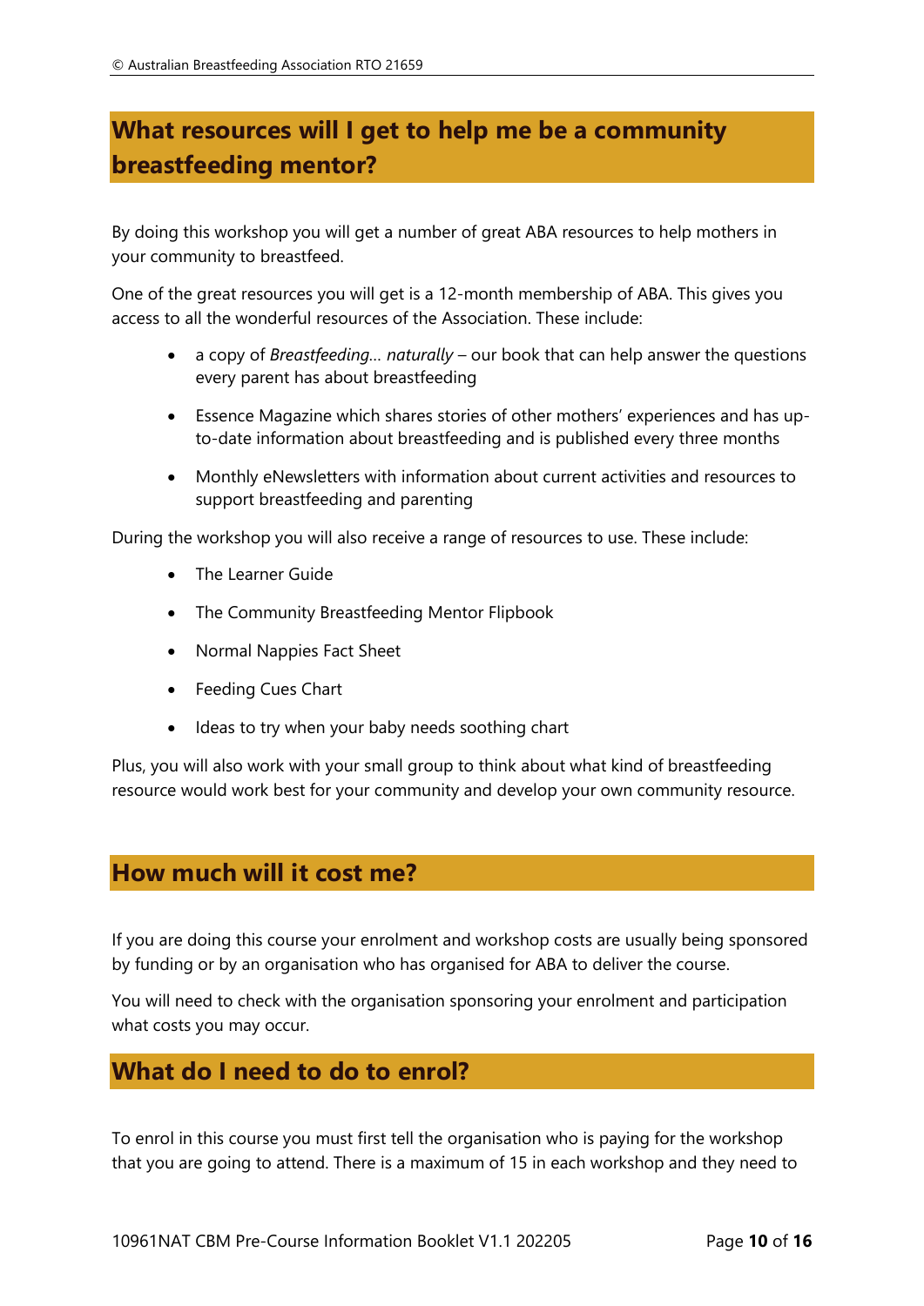## What resources will I get to help me be a community breastfeeding mentor?

By doing this workshop you will get a number of great ABA resources to help mothers in your community to breastfeed.

One of the great resources you will get is a 12-month membership of ABA. This gives you access to all the wonderful resources of the Association. These include:

- a copy of *Breastfeeding… naturally* – our book that can help answer the questions every parent has about breastfeeding
- Essence Magazine which shares stories of other mothers' experiences and has up-to-date information about breastfeeding and is published every three months
- Monthly eNewsletters with information about current activities and resources to support breastfeeding and parenting

During the workshop you will also receive a range of resources to use. These include:

- The Learner Guide
- The Community Breastfeeding Mentor Flipbook
- Normal Nappies Fact Sheet
- Feeding Cues Chart
- Ideas to try when your baby needs soothing chart

Plus, you will also work with your small group to think about what kind of breastfeeding resource would work best for your community and develop your own community resource.

## How much will it cost me?

If you are doing this course your enrolment and workshop costs are usually being sponsored by funding or by an organisation who has organised for ABA to deliver the course.

You will need to check with the organisation sponsoring your enrolment and participation what costs you may occur.

## What do I need to do to enrol?

To enrol in this course you must first tell the organisation who is paying for the workshop that you are going to attend. There is a maximum of 15 in each workshop and they need to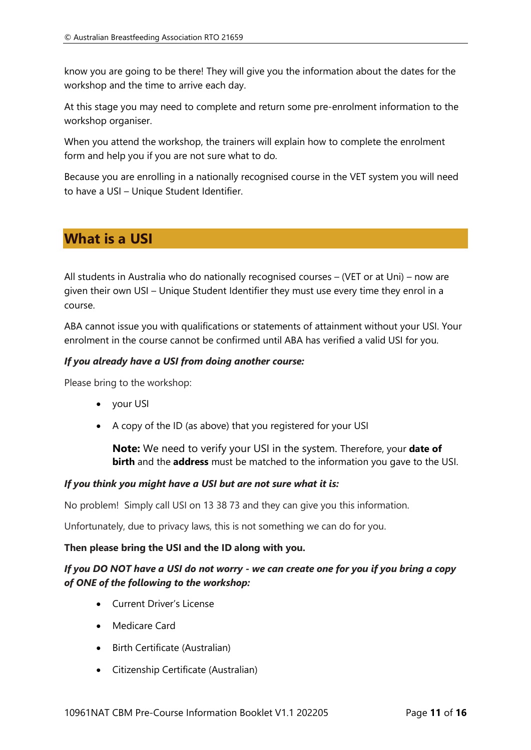know you are going to be there! They will give you the information about the dates for the workshop and the time to arrive each day.

At this stage you may need to complete and return some pre-enrolment information to the workshop organiser.

When you attend the workshop, the trainers will explain how to complete the enrolment form and help you if you are not sure what to do.

Because you are enrolling in a nationally recognised course in the VET system you will need to have a USI – Unique Student Identifier.

## What is a USI

All students in Australia who do nationally recognised courses – (VET or at Uni) – now are given their own USI – Unique Student Identifier they must use every time they enrol in a course.

ABA cannot issue you with qualifications or statements of attainment without your USI. Your enrolment in the course cannot be confirmed until ABA has verified a valid USI for you.

***If you already have a USI from doing another course:***

Please bring to the workshop:

- your USI
- A copy of the ID (as above) that you registered for your USI

  **Note:** We need to verify your USI in the system. Therefore, your **date of birth** and the **address** must be matched to the information you gave to the USI.

***If you think you might have a USI but are not sure what it is:***

No problem! Simply call USI on 13 38 73 and they can give you this information.

Unfortunately, due to privacy laws, this is not something we can do for you.

**Then please bring the USI and the ID along with you.**

***If you DO NOT have a USI do not worry - we can create one for you if you bring a copy of ONE of the following to the workshop:***

- Current Driver's License
- Medicare Card
- Birth Certificate (Australian)
- Citizenship Certificate (Australian)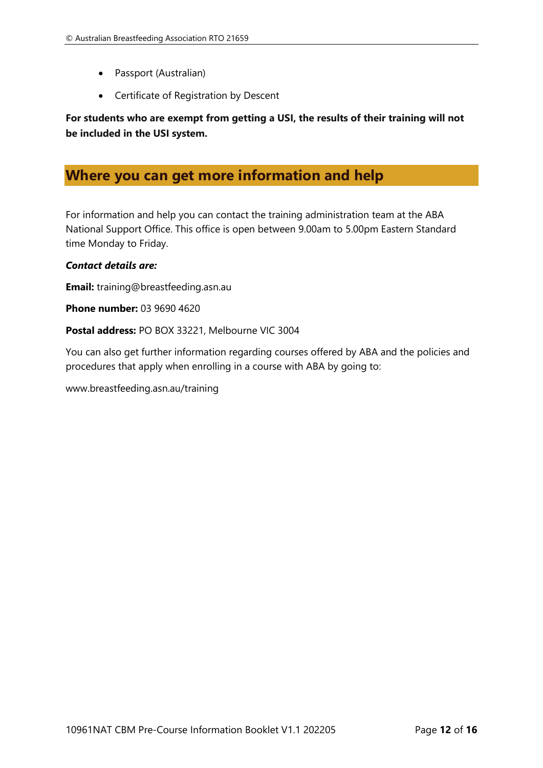- Passport (Australian)
- Certificate of Registration by Descent

**For students who are exempt from getting a USI, the results of their training will not be included in the USI system.**

## Where you can get more information and help

For information and help you can contact the training administration team at the ABA National Support Office. This office is open between 9.00am to 5.00pm Eastern Standard time Monday to Friday.

***Contact details are:***

**Email:** training@breastfeeding.asn.au

**Phone number:** 03 9690 4620

**Postal address:** PO BOX 33221, Melbourne VIC 3004

You can also get further information regarding courses offered by ABA and the policies and procedures that apply when enrolling in a course with ABA by going to:

www.breastfeeding.asn.au/training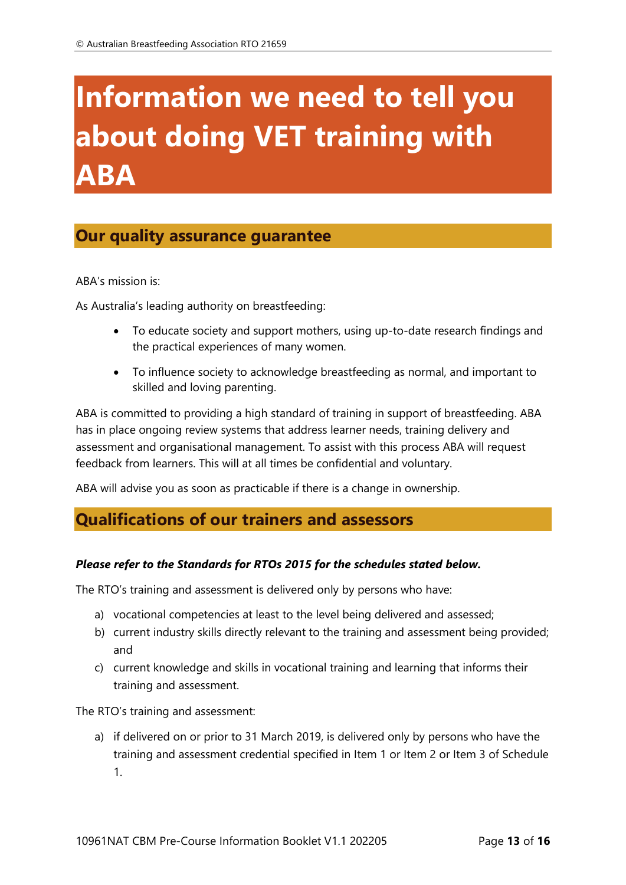# Information we need to tell you about doing VET training with ABA

## Our quality assurance guarantee

ABA's mission is:

As Australia's leading authority on breastfeeding:

- To educate society and support mothers, using up-to-date research findings and the practical experiences of many women.
- To influence society to acknowledge breastfeeding as normal, and important to skilled and loving parenting.

ABA is committed to providing a high standard of training in support of breastfeeding. ABA has in place ongoing review systems that address learner needs, training delivery and assessment and organisational management. To assist with this process ABA will request feedback from learners. This will at all times be confidential and voluntary.

ABA will advise you as soon as practicable if there is a change in ownership.

## Qualifications of our trainers and assessors

***Please refer to the Standards for RTOs 2015 for the schedules stated below.***

The RTO's training and assessment is delivered only by persons who have:

a) vocational competencies at least to the level being delivered and assessed;
b) current industry skills directly relevant to the training and assessment being provided; and
c) current knowledge and skills in vocational training and learning that informs their training and assessment.

The RTO's training and assessment:

a) if delivered on or prior to 31 March 2019, is delivered only by persons who have the training and assessment credential specified in Item 1 or Item 2 or Item 3 of Schedule 1.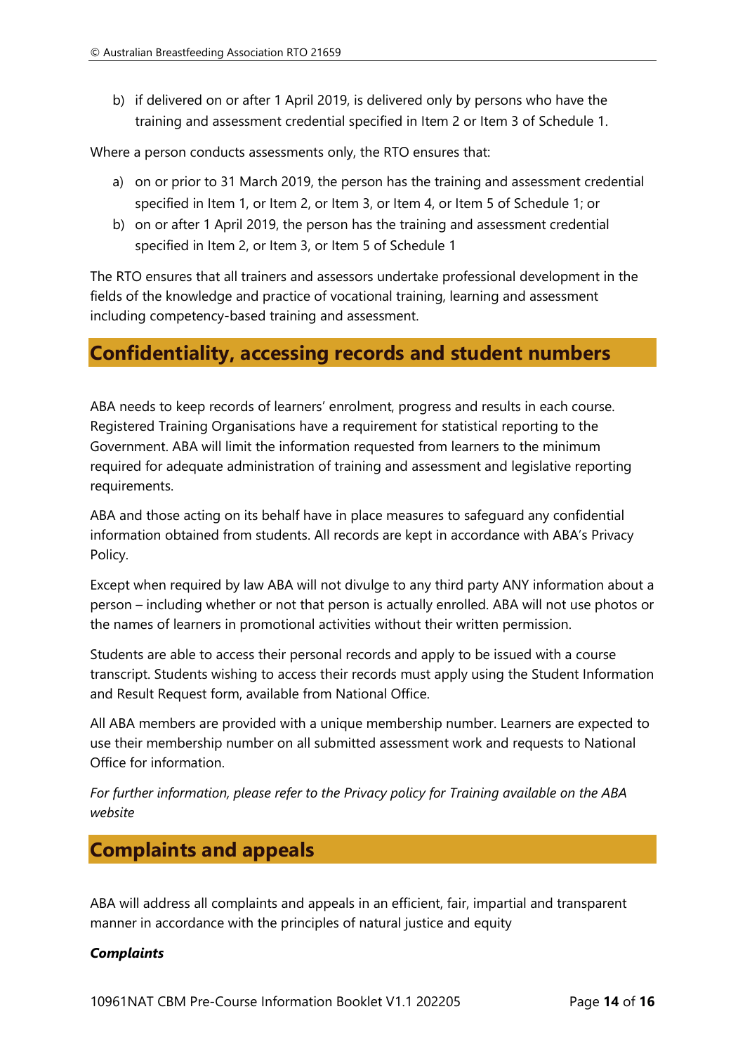b) if delivered on or after 1 April 2019, is delivered only by persons who have the training and assessment credential specified in Item 2 or Item 3 of Schedule 1.

Where a person conducts assessments only, the RTO ensures that:

a) on or prior to 31 March 2019, the person has the training and assessment credential specified in Item 1, or Item 2, or Item 3, or Item 4, or Item 5 of Schedule 1; or
b) on or after 1 April 2019, the person has the training and assessment credential specified in Item 2, or Item 3, or Item 5 of Schedule 1

The RTO ensures that all trainers and assessors undertake professional development in the fields of the knowledge and practice of vocational training, learning and assessment including competency-based training and assessment.

## Confidentiality, accessing records and student numbers

ABA needs to keep records of learners' enrolment, progress and results in each course. Registered Training Organisations have a requirement for statistical reporting to the Government. ABA will limit the information requested from learners to the minimum required for adequate administration of training and assessment and legislative reporting requirements.

ABA and those acting on its behalf have in place measures to safeguard any confidential information obtained from students. All records are kept in accordance with ABA's Privacy Policy.

Except when required by law ABA will not divulge to any third party ANY information about a person – including whether or not that person is actually enrolled. ABA will not use photos or the names of learners in promotional activities without their written permission.

Students are able to access their personal records and apply to be issued with a course transcript. Students wishing to access their records must apply using the Student Information and Result Request form, available from National Office.

All ABA members are provided with a unique membership number. Learners are expected to use their membership number on all submitted assessment work and requests to National Office for information.

*For further information, please refer to the Privacy policy for Training available on the ABA website*

## Complaints and appeals

ABA will address all complaints and appeals in an efficient, fair, impartial and transparent manner in accordance with the principles of natural justice and equity

***Complaints***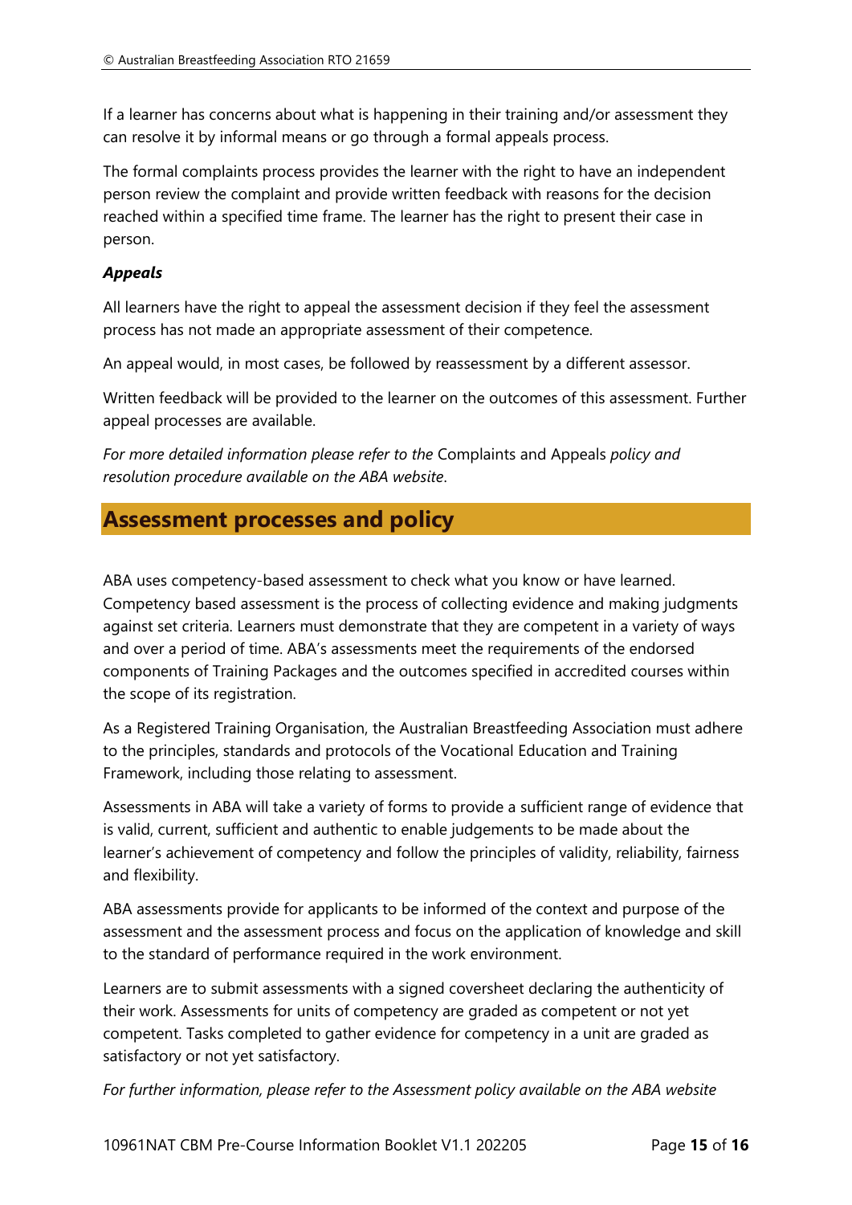If a learner has concerns about what is happening in their training and/or assessment they can resolve it by informal means or go through a formal appeals process.

The formal complaints process provides the learner with the right to have an independent person review the complaint and provide written feedback with reasons for the decision reached within a specified time frame. The learner has the right to present their case in person.

***Appeals***

All learners have the right to appeal the assessment decision if they feel the assessment process has not made an appropriate assessment of their competence.

An appeal would, in most cases, be followed by reassessment by a different assessor.

Written feedback will be provided to the learner on the outcomes of this assessment. Further appeal processes are available.

*For more detailed information please refer to the* Complaints and Appeals *policy and resolution procedure available on the ABA website*.

## Assessment processes and policy

ABA uses competency-based assessment to check what you know or have learned. Competency based assessment is the process of collecting evidence and making judgments against set criteria. Learners must demonstrate that they are competent in a variety of ways and over a period of time. ABA's assessments meet the requirements of the endorsed components of Training Packages and the outcomes specified in accredited courses within the scope of its registration.

As a Registered Training Organisation, the Australian Breastfeeding Association must adhere to the principles, standards and protocols of the Vocational Education and Training Framework, including those relating to assessment.

Assessments in ABA will take a variety of forms to provide a sufficient range of evidence that is valid, current, sufficient and authentic to enable judgements to be made about the learner's achievement of competency and follow the principles of validity, reliability, fairness and flexibility.

ABA assessments provide for applicants to be informed of the context and purpose of the assessment and the assessment process and focus on the application of knowledge and skill to the standard of performance required in the work environment.

Learners are to submit assessments with a signed coversheet declaring the authenticity of their work. Assessments for units of competency are graded as competent or not yet competent. Tasks completed to gather evidence for competency in a unit are graded as satisfactory or not yet satisfactory.

*For further information, please refer to the Assessment policy available on the ABA website*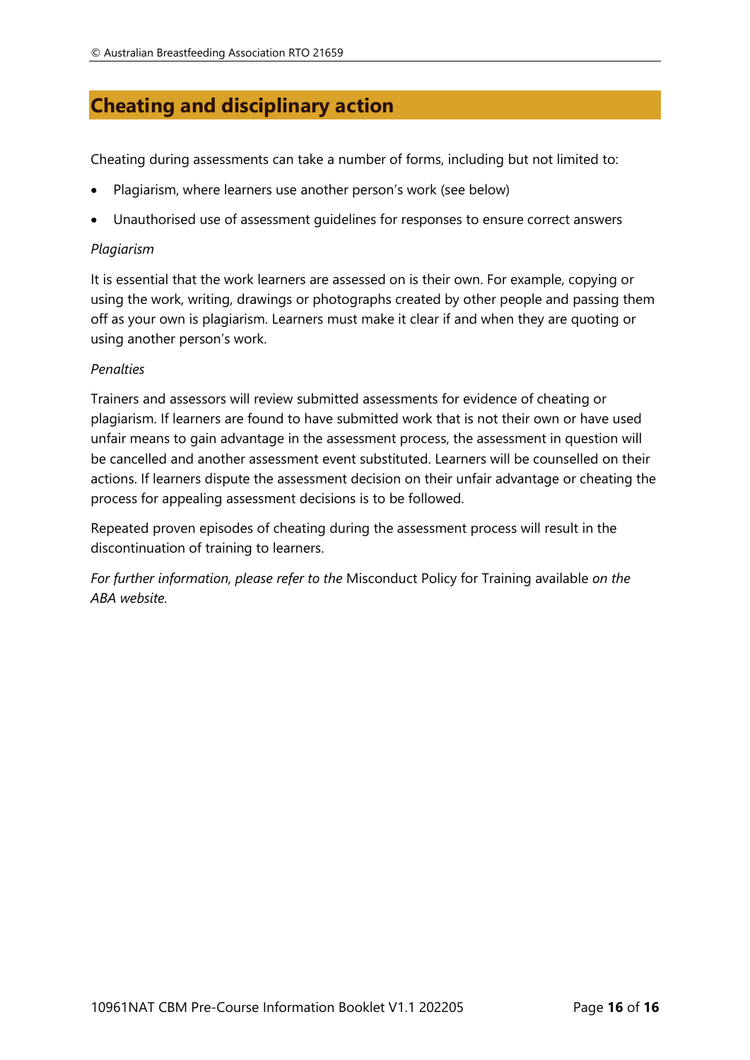## Cheating and disciplinary action

Cheating during assessments can take a number of forms, including but not limited to:

- Plagiarism, where learners use another person's work (see below)
- Unauthorised use of assessment guidelines for responses to ensure correct answers

*Plagiarism*

It is essential that the work learners are assessed on is their own. For example, copying or using the work, writing, drawings or photographs created by other people and passing them off as your own is plagiarism. Learners must make it clear if and when they are quoting or using another person's work.

*Penalties*

Trainers and assessors will review submitted assessments for evidence of cheating or plagiarism. If learners are found to have submitted work that is not their own or have used unfair means to gain advantage in the assessment process, the assessment in question will be cancelled and another assessment event substituted. Learners will be counselled on their actions. If learners dispute the assessment decision on their unfair advantage or cheating the process for appealing assessment decisions is to be followed.

Repeated proven episodes of cheating during the assessment process will result in the discontinuation of training to learners.

*For further information, please refer to the* Misconduct Policy for Training available *on the ABA website.*